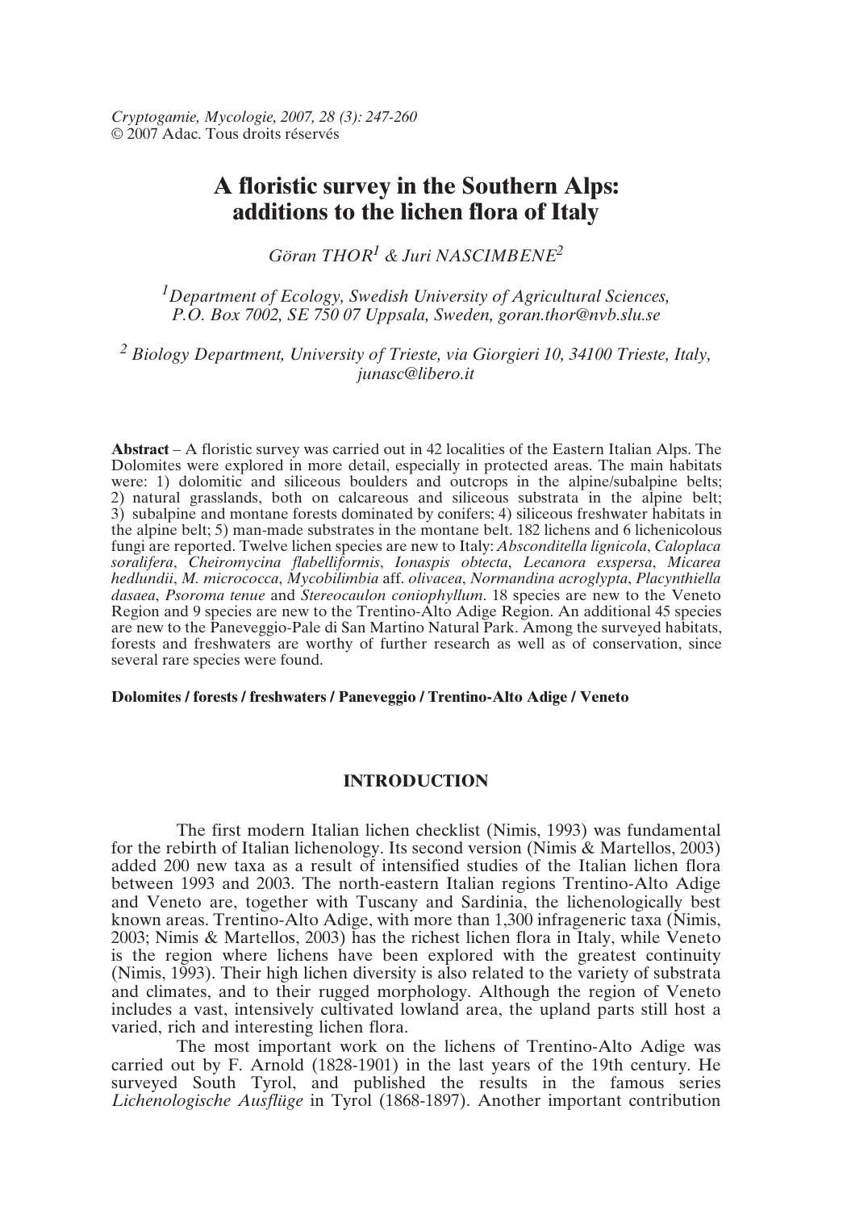Cryptogamie, Mycologie, 2007, 28 (3): 247-260
© 2007 Adac. Tous droits réservés

# A floristic survey in the Southern Alps: additions to the lichen flora of Italy

*Göran THOR[1] & Juri NASCIMBENE[2]*

[1]Department of Ecology, Swedish University of Agricultural Sciences, P.O. Box 7002, SE 750 07 Uppsala, Sweden, goran.thor@nvb.slu.se

[2] Biology Department, University of Trieste, via Giorgieri 10, 34100 Trieste, Italy, junasc@libero.it

**Abstract** – A floristic survey was carried out in 42 localities of the Eastern Italian Alps. The Dolomites were explored in more detail, especially in protected areas. The main habitats were: 1) dolomitic and siliceous boulders and outcrops in the alpine/subalpine belts; 2) natural grasslands, both on calcareous and siliceous substrata in the alpine belt; 3) subalpine and montane forests dominated by conifers; 4) siliceous freshwater habitats in the alpine belt; 5) man-made substrates in the montane belt. 182 lichens and 6 lichenicolous fungi are reported. Twelve lichen species are new to Italy: *Absconditella lignicola*, *Caloplaca soralifera*, *Cheiromycina flabelliformis*, *Ionaspis obtecta*, *Lecanora exspersa*, *Micarea hedlundii*, *M. micrococca*, *Mycobilimbia* aff. *olivacea*, *Normandina acroglypta*, *Placynthiella dasaea*, *Psoroma tenue* and *Stereocaulon coniophyllum*. 18 species are new to the Veneto Region and 9 species are new to the Trentino-Alto Adige Region. An additional 45 species are new to the Paneveggio-Pale di San Martino Natural Park. Among the surveyed habitats, forests and freshwaters are worthy of further research as well as of conservation, since several rare species were found.

**Dolomites / forests / freshwaters / Paneveggio / Trentino-Alto Adige / Veneto**

## INTRODUCTION

The first modern Italian lichen checklist (Nimis, 1993) was fundamental for the rebirth of Italian lichenology. Its second version (Nimis & Martellos, 2003) added 200 new taxa as a result of intensified studies of the Italian lichen flora between 1993 and 2003. The north-eastern Italian regions Trentino-Alto Adige and Veneto are, together with Tuscany and Sardinia, the lichenologically best known areas. Trentino-Alto Adige, with more than 1,300 infrageneric taxa (Nimis, 2003; Nimis & Martellos, 2003) has the richest lichen flora in Italy, while Veneto is the region where lichens have been explored with the greatest continuity (Nimis, 1993). Their high lichen diversity is also related to the variety of substrata and climates, and to their rugged morphology. Although the region of Veneto includes a vast, intensively cultivated lowland area, the upland parts still host a varied, rich and interesting lichen flora.

The most important work on the lichens of Trentino-Alto Adige was carried out by F. Arnold (1828-1901) in the last years of the 19th century. He surveyed South Tyrol, and published the results in the famous series *Lichenologische Ausflüge* in Tyrol (1868-1897). Another important contribution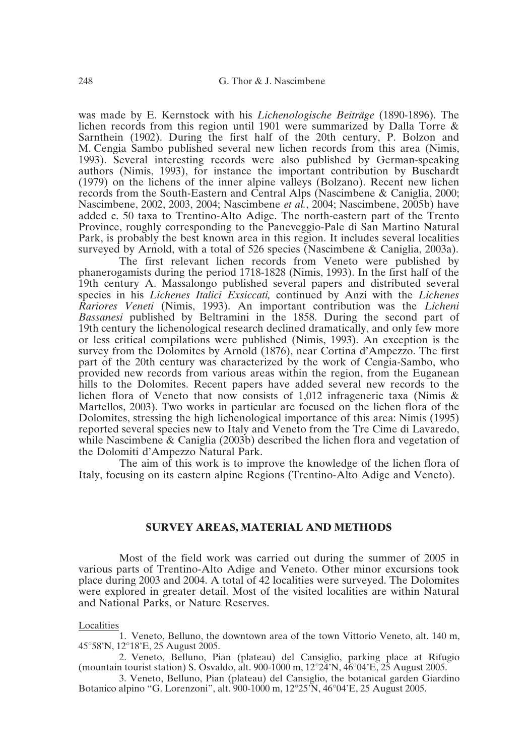was made by E. Kernstock with his *Lichenologische Beiträge* (1890-1896). The lichen records from this region until 1901 were summarized by Dalla Torre & Sarnthein (1902). During the first half of the 20th century, P. Bolzon and M. Cengia Sambo published several new lichen records from this area (Nimis, 1993). Several interesting records were also published by German-speaking authors (Nimis, 1993), for instance the important contribution by Buschardt (1979) on the lichens of the inner alpine valleys (Bolzano). Recent new lichen records from the South-Eastern and Central Alps (Nascimbene & Caniglia, 2000; Nascimbene, 2002, 2003, 2004; Nascimbene *et al.*, 2004; Nascimbene, 2005b) have added c. 50 taxa to Trentino-Alto Adige. The north-eastern part of the Trento Province, roughly corresponding to the Paneveggio-Pale di San Martino Natural Park, is probably the best known area in this region. It includes several localities surveyed by Arnold, with a total of 526 species (Nascimbene & Caniglia, 2003a).

The first relevant lichen records from Veneto were published by phanerogamists during the period 1718-1828 (Nimis, 1993). In the first half of the 19th century A. Massalongo published several papers and distributed several species in his *Lichenes Italici Exsiccati,* continued by Anzi with the *Lichenes Rariores Veneti* (Nimis, 1993). An important contribution was the *Licheni Bassanesi* published by Beltramini in the 1858. During the second part of 19th century the lichenological research declined dramatically, and only few more or less critical compilations were published (Nimis, 1993). An exception is the survey from the Dolomites by Arnold (1876), near Cortina d'Ampezzo. The first part of the 20th century was characterized by the work of Cengia-Sambo, who provided new records from various areas within the region, from the Euganean hills to the Dolomites. Recent papers have added several new records to the lichen flora of Veneto that now consists of 1,012 infrageneric taxa (Nimis & Martellos, 2003). Two works in particular are focused on the lichen flora of the Dolomites, stressing the high lichenological importance of this area: Nimis (1995) reported several species new to Italy and Veneto from the Tre Cime di Lavaredo, while Nascimbene & Caniglia (2003b) described the lichen flora and vegetation of the Dolomiti d'Ampezzo Natural Park.

The aim of this work is to improve the knowledge of the lichen flora of Italy, focusing on its eastern alpine Regions (Trentino-Alto Adige and Veneto).

## SURVEY AREAS, MATERIAL AND METHODS

Most of the field work was carried out during the summer of 2005 in various parts of Trentino-Alto Adige and Veneto. Other minor excursions took place during 2003 and 2004. A total of 42 localities were surveyed. The Dolomites were explored in greater detail. Most of the visited localities are within Natural and National Parks, or Nature Reserves.

Localities

1. Veneto, Belluno, the downtown area of the town Vittorio Veneto, alt. 140 m, 45°58'N, 12°18'E, 25 August 2005.

2. Veneto, Belluno, Pian (plateau) del Cansiglio, parking place at Rifugio (mountain tourist station) S. Osvaldo, alt. 900-1000 m, 12°24'N, 46°04'E, 25 August 2005.

3. Veneto, Belluno, Pian (plateau) del Cansiglio, the botanical garden Giardino Botanico alpino "G. Lorenzoni", alt. 900-1000 m, 12°25'N, 46°04'E, 25 August 2005.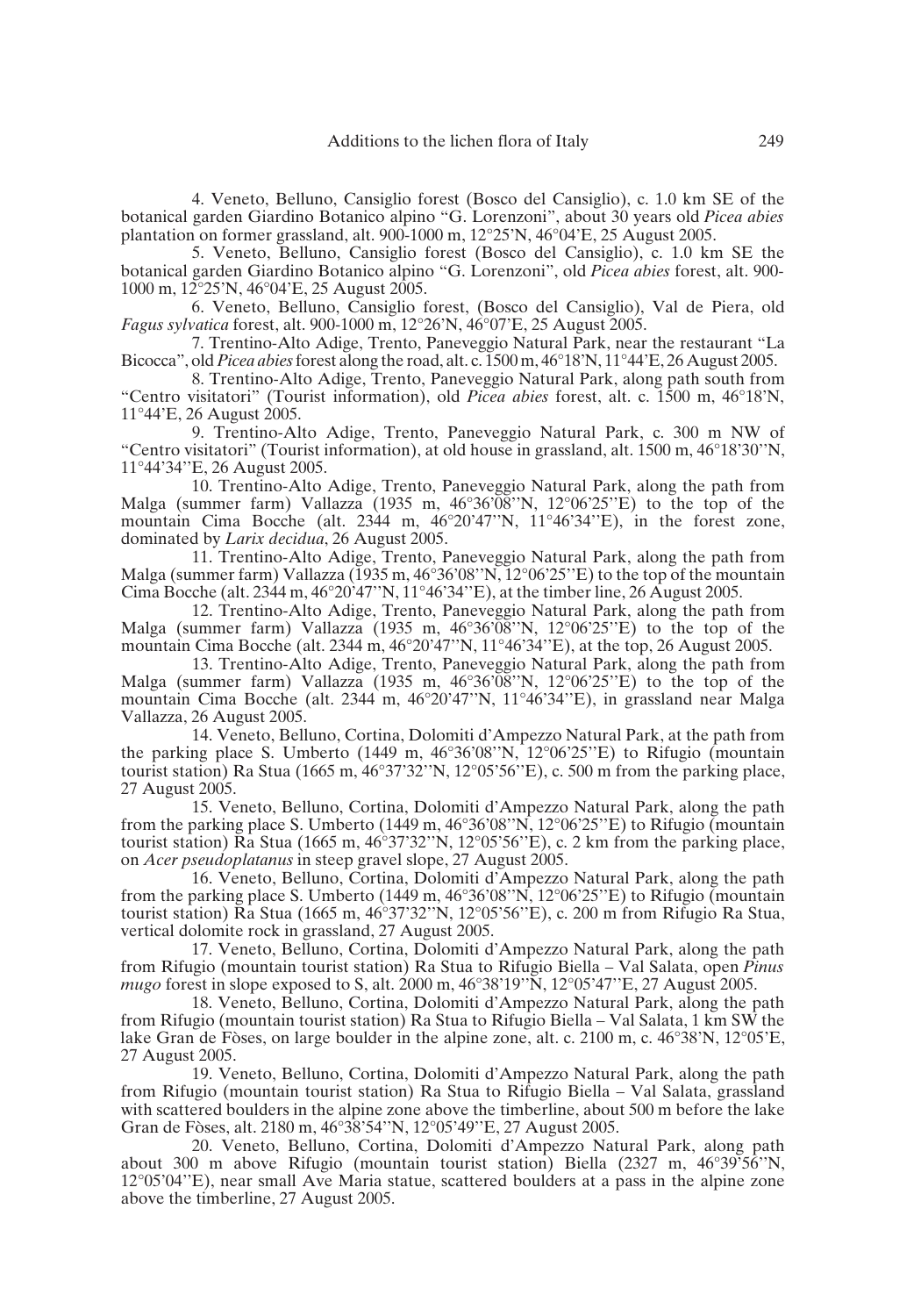4. Veneto, Belluno, Cansiglio forest (Bosco del Cansiglio), c. 1.0 km SE of the botanical garden Giardino Botanico alpino "G. Lorenzoni", about 30 years old *Picea abies* plantation on former grassland, alt. 900-1000 m, 12°25'N, 46°04'E, 25 August 2005.

5. Veneto, Belluno, Cansiglio forest (Bosco del Cansiglio), c. 1.0 km SE the botanical garden Giardino Botanico alpino "G. Lorenzoni", old *Picea abies* forest, alt. 900-1000 m, 12°25'N, 46°04'E, 25 August 2005.

6. Veneto, Belluno, Cansiglio forest, (Bosco del Cansiglio), Val de Piera, old *Fagus sylvatica* forest, alt. 900-1000 m, 12°26'N, 46°07'E, 25 August 2005.

7. Trentino-Alto Adige, Trento, Paneveggio Natural Park, near the restaurant "La Bicocca", old *Picea abies* forest along the road, alt. c. 1500 m, 46°18'N, 11°44'E, 26 August 2005.

8. Trentino-Alto Adige, Trento, Paneveggio Natural Park, along path south from "Centro visitatori" (Tourist information), old *Picea abies* forest, alt. c. 1500 m, 46°18'N, 11°44'E, 26 August 2005.

9. Trentino-Alto Adige, Trento, Paneveggio Natural Park, c. 300 m NW of "Centro visitatori" (Tourist information), at old house in grassland, alt. 1500 m, 46°18'30''N, 11°44'34''E, 26 August 2005.

10. Trentino-Alto Adige, Trento, Paneveggio Natural Park, along the path from Malga (summer farm) Vallazza (1935 m, 46°36'08''N, 12°06'25''E) to the top of the mountain Cima Bocche (alt. 2344 m, 46°20'47''N, 11°46'34''E), in the forest zone, dominated by *Larix decidua*, 26 August 2005.

11. Trentino-Alto Adige, Trento, Paneveggio Natural Park, along the path from Malga (summer farm) Vallazza (1935 m, 46°36'08''N, 12°06'25''E) to the top of the mountain Cima Bocche (alt. 2344 m, 46°20'47''N, 11°46'34''E), at the timber line, 26 August 2005.

12. Trentino-Alto Adige, Trento, Paneveggio Natural Park, along the path from Malga (summer farm) Vallazza (1935 m, 46°36'08''N, 12°06'25''E) to the top of the mountain Cima Bocche (alt. 2344 m, 46°20'47''N, 11°46'34''E), at the top, 26 August 2005.

13. Trentino-Alto Adige, Trento, Paneveggio Natural Park, along the path from Malga (summer farm) Vallazza (1935 m, 46°36'08''N, 12°06'25''E) to the top of the mountain Cima Bocche (alt. 2344 m, 46°20'47''N, 11°46'34''E), in grassland near Malga Vallazza, 26 August 2005.

14. Veneto, Belluno, Cortina, Dolomiti d'Ampezzo Natural Park, at the path from the parking place S. Umberto (1449 m, 46°36'08''N, 12°06'25''E) to Rifugio (mountain tourist station) Ra Stua (1665 m, 46°37'32''N, 12°05'56''E), c. 500 m from the parking place, 27 August 2005.

15. Veneto, Belluno, Cortina, Dolomiti d'Ampezzo Natural Park, along the path from the parking place S. Umberto (1449 m, 46°36'08''N, 12°06'25''E) to Rifugio (mountain tourist station) Ra Stua (1665 m, 46°37'32''N, 12°05'56''E), c. 2 km from the parking place, on *Acer pseudoplatanus* in steep gravel slope, 27 August 2005.

16. Veneto, Belluno, Cortina, Dolomiti d'Ampezzo Natural Park, along the path from the parking place S. Umberto (1449 m, 46°36'08''N, 12°06'25''E) to Rifugio (mountain tourist station) Ra Stua (1665 m, 46°37'32''N, 12°05'56''E), c. 200 m from Rifugio Ra Stua, vertical dolomite rock in grassland, 27 August 2005.

17. Veneto, Belluno, Cortina, Dolomiti d'Ampezzo Natural Park, along the path from Rifugio (mountain tourist station) Ra Stua to Rifugio Biella – Val Salata, open *Pinus mugo* forest in slope exposed to S, alt. 2000 m, 46°38'19''N, 12°05'47''E, 27 August 2005.

18. Veneto, Belluno, Cortina, Dolomiti d'Ampezzo Natural Park, along the path from Rifugio (mountain tourist station) Ra Stua to Rifugio Biella – Val Salata, 1 km SW the lake Gran de Fòses, on large boulder in the alpine zone, alt. c. 2100 m, c. 46°38'N, 12°05'E, 27 August 2005.

19. Veneto, Belluno, Cortina, Dolomiti d'Ampezzo Natural Park, along the path from Rifugio (mountain tourist station) Ra Stua to Rifugio Biella – Val Salata, grassland with scattered boulders in the alpine zone above the timberline, about 500 m before the lake Gran de Fòses, alt. 2180 m, 46°38'54''N, 12°05'49''E, 27 August 2005.

20. Veneto, Belluno, Cortina, Dolomiti d'Ampezzo Natural Park, along path about 300 m above Rifugio (mountain tourist station) Biella (2327 m, 46°39'56''N, 12°05'04''E), near small Ave Maria statue, scattered boulders at a pass in the alpine zone above the timberline, 27 August 2005.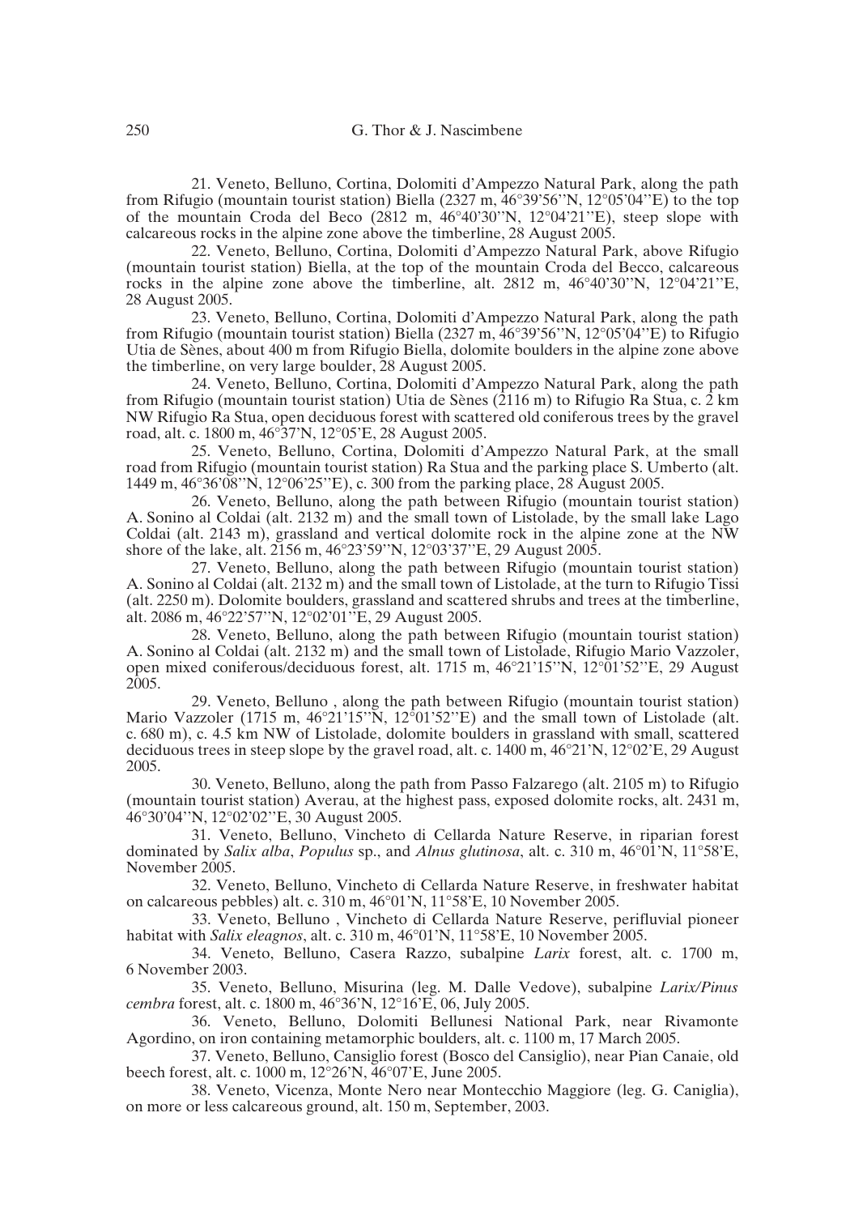21. Veneto, Belluno, Cortina, Dolomiti d'Ampezzo Natural Park, along the path from Rifugio (mountain tourist station) Biella (2327 m, 46°39'56''N, 12°05'04''E) to the top of the mountain Croda del Beco (2812 m, 46°40'30''N, 12°04'21''E), steep slope with calcareous rocks in the alpine zone above the timberline, 28 August 2005.

22. Veneto, Belluno, Cortina, Dolomiti d'Ampezzo Natural Park, above Rifugio (mountain tourist station) Biella, at the top of the mountain Croda del Becco, calcareous rocks in the alpine zone above the timberline, alt. 2812 m, 46°40'30''N, 12°04'21''E, 28 August 2005.

23. Veneto, Belluno, Cortina, Dolomiti d'Ampezzo Natural Park, along the path from Rifugio (mountain tourist station) Biella (2327 m, 46°39'56''N, 12°05'04''E) to Rifugio Utia de Sènes, about 400 m from Rifugio Biella, dolomite boulders in the alpine zone above the timberline, on very large boulder, 28 August 2005.

24. Veneto, Belluno, Cortina, Dolomiti d'Ampezzo Natural Park, along the path from Rifugio (mountain tourist station) Utia de Sènes (2116 m) to Rifugio Ra Stua, c. 2 km NW Rifugio Ra Stua, open deciduous forest with scattered old coniferous trees by the gravel road, alt. c. 1800 m, 46°37'N, 12°05'E, 28 August 2005.

25. Veneto, Belluno, Cortina, Dolomiti d'Ampezzo Natural Park, at the small road from Rifugio (mountain tourist station) Ra Stua and the parking place S. Umberto (alt. 1449 m, 46°36'08''N, 12°06'25''E), c. 300 from the parking place, 28 August 2005.

26. Veneto, Belluno, along the path between Rifugio (mountain tourist station) A. Sonino al Coldai (alt. 2132 m) and the small town of Listolade, by the small lake Lago Coldai (alt. 2143 m), grassland and vertical dolomite rock in the alpine zone at the NW shore of the lake, alt. 2156 m, 46°23'59''N, 12°03'37''E, 29 August 2005.

27. Veneto, Belluno, along the path between Rifugio (mountain tourist station) A. Sonino al Coldai (alt. 2132 m) and the small town of Listolade, at the turn to Rifugio Tissi (alt. 2250 m). Dolomite boulders, grassland and scattered shrubs and trees at the timberline, alt. 2086 m, 46°22'57''N, 12°02'01''E, 29 August 2005.

28. Veneto, Belluno, along the path between Rifugio (mountain tourist station) A. Sonino al Coldai (alt. 2132 m) and the small town of Listolade, Rifugio Mario Vazzoler, open mixed coniferous/deciduous forest, alt. 1715 m, 46°21'15''N, 12°01'52''E, 29 August 2005.

29. Veneto, Belluno , along the path between Rifugio (mountain tourist station) Mario Vazzoler (1715 m, 46°21'15''N, 12°01'52''E) and the small town of Listolade (alt. c. 680 m), c. 4.5 km NW of Listolade, dolomite boulders in grassland with small, scattered deciduous trees in steep slope by the gravel road, alt. c. 1400 m, 46°21'N, 12°02'E, 29 August 2005.

30. Veneto, Belluno, along the path from Passo Falzarego (alt. 2105 m) to Rifugio (mountain tourist station) Averau, at the highest pass, exposed dolomite rocks, alt. 2431 m, 46°30'04''N, 12°02'02''E, 30 August 2005.

31. Veneto, Belluno, Vincheto di Cellarda Nature Reserve, in riparian forest dominated by *Salix alba*, *Populus* sp., and *Alnus glutinosa*, alt. c. 310 m, 46°01'N, 11°58'E, November 2005.

32. Veneto, Belluno, Vincheto di Cellarda Nature Reserve, in freshwater habitat on calcareous pebbles) alt. c. 310 m, 46°01'N, 11°58'E, 10 November 2005.

33. Veneto, Belluno , Vincheto di Cellarda Nature Reserve, perifluvial pioneer habitat with *Salix eleagnos*, alt. c. 310 m, 46°01'N, 11°58'E, 10 November 2005.

34. Veneto, Belluno, Casera Razzo, subalpine *Larix* forest, alt. c. 1700 m, 6 November 2003.

35. Veneto, Belluno, Misurina (leg. M. Dalle Vedove), subalpine *Larix/Pinus cembra* forest, alt. c. 1800 m, 46°36'N, 12°16'E, 06, July 2005.

36. Veneto, Belluno, Dolomiti Bellunesi National Park, near Rivamonte Agordino, on iron containing metamorphic boulders, alt. c. 1100 m, 17 March 2005.

37. Veneto, Belluno, Cansiglio forest (Bosco del Cansiglio), near Pian Canaie, old beech forest, alt. c. 1000 m, 12°26'N, 46°07'E, June 2005.

38. Veneto, Vicenza, Monte Nero near Montecchio Maggiore (leg. G. Caniglia), on more or less calcareous ground, alt. 150 m, September, 2003.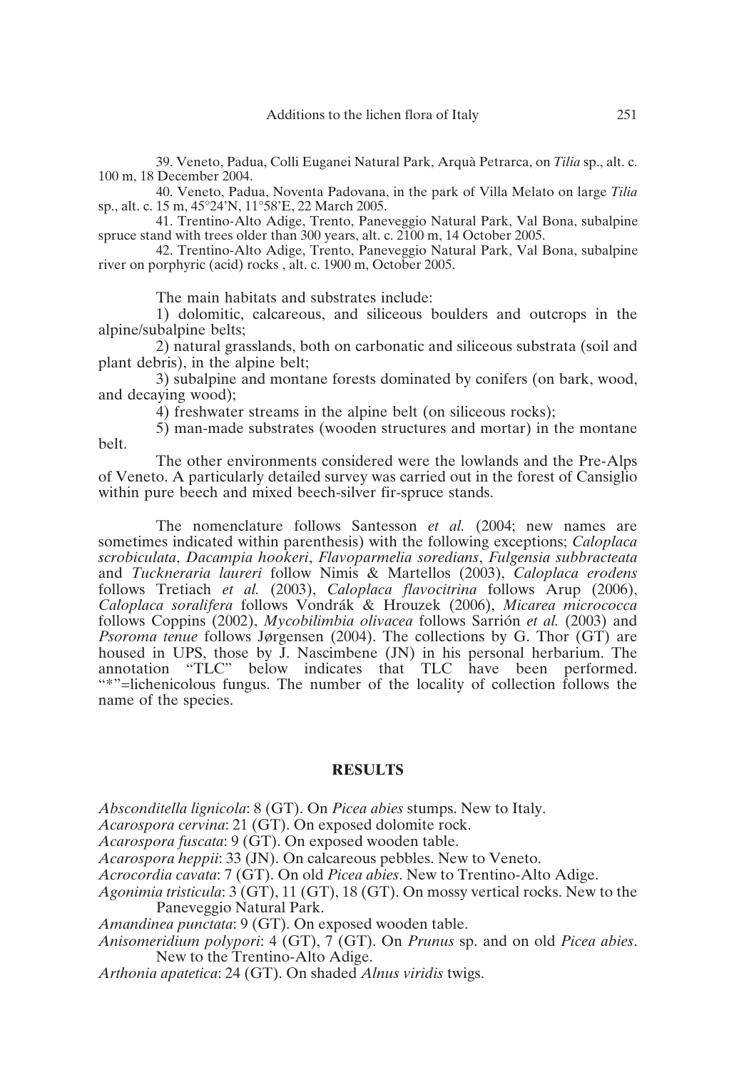39. Veneto, Padua, Colli Euganei Natural Park, Arquà Petrarca, on *Tilia* sp., alt. c. 100 m, 18 December 2004.

40. Veneto, Padua, Noventa Padovana, in the park of Villa Melato on large *Tilia* sp., alt. c. 15 m, 45°24'N, 11°58'E, 22 March 2005.

41. Trentino-Alto Adige, Trento, Paneveggio Natural Park, Val Bona, subalpine spruce stand with trees older than 300 years, alt. c. 2100 m, 14 October 2005.

42. Trentino-Alto Adige, Trento, Paneveggio Natural Park, Val Bona, subalpine river on porphyric (acid) rocks , alt. c. 1900 m, October 2005.

The main habitats and substrates include:

1) dolomitic, calcareous, and siliceous boulders and outcrops in the alpine/subalpine belts;

2) natural grasslands, both on carbonatic and siliceous substrata (soil and plant debris), in the alpine belt;

3) subalpine and montane forests dominated by conifers (on bark, wood, and decaying wood);

4) freshwater streams in the alpine belt (on siliceous rocks);

5) man-made substrates (wooden structures and mortar) in the montane belt.

The other environments considered were the lowlands and the Pre-Alps of Veneto. A particularly detailed survey was carried out in the forest of Cansiglio within pure beech and mixed beech-silver fir-spruce stands.

The nomenclature follows Santesson *et al.* (2004; new names are sometimes indicated within parenthesis) with the following exceptions; *Caloplaca scrobiculata*, *Dacampia hookeri*, *Flavoparmelia soredians*, *Fulgensia subbracteata* and *Tuckneraria laureri* follow Nimis & Martellos (2003), *Caloplaca erodens* follows Tretiach *et al.* (2003), *Caloplaca flavocitrina* follows Arup (2006), *Caloplaca soralifera* follows Vondrák & Hrouzek (2006), *Micarea micrococca* follows Coppins (2002), *Mycobilimbia olivacea* follows Sarrión *et al.* (2003) and *Psoroma tenue* follows Jørgensen (2004). The collections by G. Thor (GT) are housed in UPS, those by J. Nascimbene (JN) in his personal herbarium. The annotation "TLC" below indicates that TLC have been performed. "*"=lichenicolous fungus. The number of the locality of collection follows the name of the species.

## RESULTS

*Absconditella lignicola*: 8 (GT). On *Picea abies* stumps. New to Italy.

*Acarospora cervina*: 21 (GT). On exposed dolomite rock.

*Acarospora fuscata*: 9 (GT). On exposed wooden table.

*Acarospora heppii*: 33 (JN). On calcareous pebbles. New to Veneto.

*Acrocordia cavata*: 7 (GT). On old *Picea abies*. New to Trentino-Alto Adige.

*Agonimia tristicula*: 3 (GT), 11 (GT), 18 (GT). On mossy vertical rocks. New to the Paneveggio Natural Park.

*Amandinea punctata*: 9 (GT). On exposed wooden table.

*Anisomeridium polypori*: 4 (GT), 7 (GT). On *Prunus* sp. and on old *Picea abies*. New to the Trentino-Alto Adige.

*Arthonia apatetica*: 24 (GT). On shaded *Alnus viridis* twigs.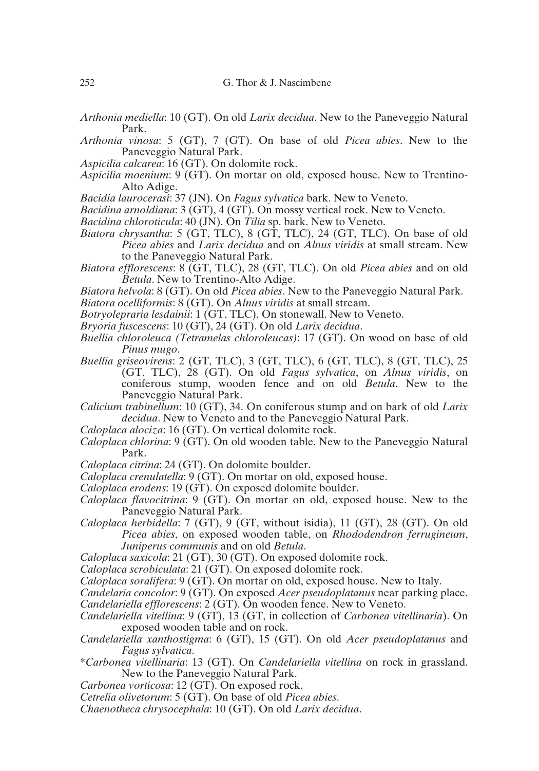*Arthonia mediella*: 10 (GT). On old *Larix decidua*. New to the Paneveggio Natural Park.

*Arthonia vinosa*: 5 (GT), 7 (GT). On base of old *Picea abies*. New to the Paneveggio Natural Park.

*Aspicilia calcarea*: 16 (GT). On dolomite rock.

*Aspicilia moenium*: 9 (GT). On mortar on old, exposed house. New to Trentino-Alto Adige.

*Bacidia laurocerasi*: 37 (JN). On *Fagus sylvatica* bark. New to Veneto.

*Bacidina arnoldiana*: 3 (GT), 4 (GT). On mossy vertical rock. New to Veneto.

*Bacidina chloroticula*: 40 (JN). On *Tilia* sp. bark. New to Veneto.

*Biatora chrysantha*: 5 (GT, TLC), 8 (GT, TLC), 24 (GT, TLC). On base of old *Picea abies* and *Larix decidua* and on *Alnus viridis* at small stream. New to the Paneveggio Natural Park.

*Biatora efflorescens*: 8 (GT, TLC), 28 (GT, TLC). On old *Picea abies* and on old *Betula*. New to Trentino-Alto Adige.

*Biatora helvola*: 8 (GT). On old *Picea abies*. New to the Paneveggio Natural Park.

*Biatora ocelliformis*: 8 (GT). On *Alnus viridis* at small stream.

*Botryolepraria lesdainii*: 1 (GT, TLC). On stonewall. New to Veneto.

*Bryoria fuscescens*: 10 (GT), 24 (GT). On old *Larix decidua*.

*Buellia chloroleuca (Tetramelas chloroleucas)*: 17 (GT). On wood on base of old *Pinus mugo*.

*Buellia griseovirens*: 2 (GT, TLC), 3 (GT, TLC), 6 (GT, TLC), 8 (GT, TLC), 25 (GT, TLC), 28 (GT). On old *Fagus sylvatica*, on *Alnus viridis*, on coniferous stump, wooden fence and on old *Betula*. New to the Paneveggio Natural Park.

*Calicium trabinellum*: 10 (GT), 34. On coniferous stump and on bark of old *Larix decidua*. New to Veneto and to the Paneveggio Natural Park.

*Caloplaca alociza*: 16 (GT). On vertical dolomite rock.

*Caloplaca chlorina*: 9 (GT). On old wooden table. New to the Paneveggio Natural Park.

*Caloplaca citrina*: 24 (GT). On dolomite boulder.

*Caloplaca crenulatella*: 9 (GT). On mortar on old, exposed house.

*Caloplaca erodens*: 19 (GT). On exposed dolomite boulder.

*Caloplaca flavocitrina*: 9 (GT). On mortar on old, exposed house. New to the Paneveggio Natural Park.

*Caloplaca herbidella*: 7 (GT), 9 (GT, without isidia), 11 (GT), 28 (GT). On old *Picea abies*, on exposed wooden table, on *Rhododendron ferrugineum*, *Juniperus communis* and on old *Betula*.

*Caloplaca saxicola*: 21 (GT), 30 (GT). On exposed dolomite rock.

*Caloplaca scrobiculata*: 21 (GT). On exposed dolomite rock.

*Caloplaca soralifera*: 9 (GT). On mortar on old, exposed house. New to Italy.

*Candelaria concolor*: 9 (GT). On exposed *Acer pseudoplatanus* near parking place.

*Candelariella efflorescens*: 2 (GT). On wooden fence. New to Veneto.

*Candelariella vitellina*: 9 (GT), 13 (GT, in collection of *Carbonea vitellinaria*). On exposed wooden table and on rock.

*Candelariella xanthostigma*: 6 (GT), 15 (GT). On old *Acer pseudoplatanus* and *Fagus sylvatica*.

*\*Carbonea vitellinaria*: 13 (GT). On *Candelariella vitellina* on rock in grassland. New to the Paneveggio Natural Park.

*Carbonea vorticosa*: 12 (GT). On exposed rock.

*Cetrelia olivetorum*: 5 (GT). On base of old *Picea abies*.

*Chaenotheca chrysocephala*: 10 (GT). On old *Larix decidua*.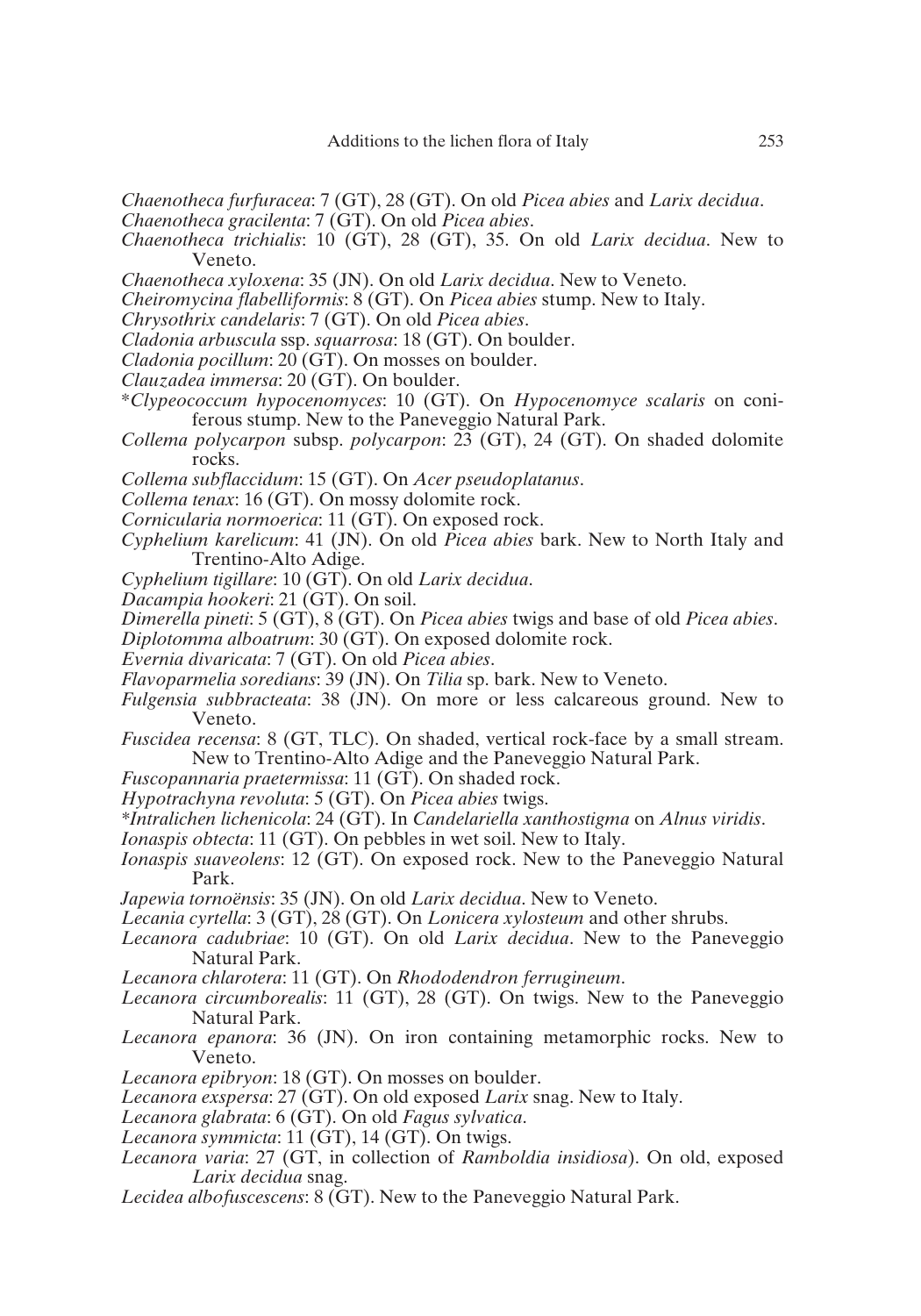*Chaenotheca furfuracea*: 7 (GT), 28 (GT). On old *Picea abies* and *Larix decidua*.

*Chaenotheca gracilenta*: 7 (GT). On old *Picea abies*.

*Chaenotheca trichialis*: 10 (GT), 28 (GT), 35. On old *Larix decidua*. New to Veneto.

*Chaenotheca xyloxena*: 35 (JN). On old *Larix decidua*. New to Veneto.

*Cheiromycina flabelliformis*: 8 (GT). On *Picea abies* stump. New to Italy.

*Chrysothrix candelaris*: 7 (GT). On old *Picea abies*.

*Cladonia arbuscula* ssp. *squarrosa*: 18 (GT). On boulder.

*Cladonia pocillum*: 20 (GT). On mosses on boulder.

*Clauzadea immersa*: 20 (GT). On boulder.

\**Clypeococcum hypocenomyces*: 10 (GT). On *Hypocenomyce scalaris* on coniferous stump. New to the Paneveggio Natural Park.

*Collema polycarpon* subsp. *polycarpon*: 23 (GT), 24 (GT). On shaded dolomite rocks.

*Collema subflaccidum*: 15 (GT). On *Acer pseudoplatanus*.

*Collema tenax*: 16 (GT). On mossy dolomite rock.

*Cornicularia normoerica*: 11 (GT). On exposed rock.

*Cyphelium karelicum*: 41 (JN). On old *Picea abies* bark. New to North Italy and Trentino-Alto Adige.

*Cyphelium tigillare*: 10 (GT). On old *Larix decidua*.

*Dacampia hookeri*: 21 (GT). On soil.

*Dimerella pineti*: 5 (GT), 8 (GT). On *Picea abies* twigs and base of old *Picea abies*.

*Diplotomma alboatrum*: 30 (GT). On exposed dolomite rock.

*Evernia divaricata*: 7 (GT). On old *Picea abies*.

*Flavoparmelia soredians*: 39 (JN). On *Tilia* sp. bark. New to Veneto.

*Fulgensia subbracteata*: 38 (JN). On more or less calcareous ground. New to Veneto.

*Fuscidea recensa*: 8 (GT, TLC). On shaded, vertical rock-face by a small stream. New to Trentino-Alto Adige and the Paneveggio Natural Park.

*Fuscopannaria praetermissa*: 11 (GT). On shaded rock.

*Hypotrachyna revoluta*: 5 (GT). On *Picea abies* twigs.

\**Intralichen lichenicola*: 24 (GT). In *Candelariella xanthostigma* on *Alnus viridis*.

*Ionaspis obtecta*: 11 (GT). On pebbles in wet soil. New to Italy.

*Ionaspis suaveolens*: 12 (GT). On exposed rock. New to the Paneveggio Natural Park.

*Japewia tornoënsis*: 35 (JN). On old *Larix decidua*. New to Veneto.

*Lecania cyrtella*: 3 (GT), 28 (GT). On *Lonicera xylosteum* and other shrubs.

*Lecanora cadubriae*: 10 (GT). On old *Larix decidua*. New to the Paneveggio Natural Park.

*Lecanora chlarotera*: 11 (GT). On *Rhododendron ferrugineum*.

*Lecanora circumborealis*: 11 (GT), 28 (GT). On twigs. New to the Paneveggio Natural Park.

*Lecanora epanora*: 36 (JN). On iron containing metamorphic rocks. New to Veneto.

*Lecanora epibryon*: 18 (GT). On mosses on boulder.

*Lecanora exspersa*: 27 (GT). On old exposed *Larix* snag. New to Italy.

*Lecanora glabrata*: 6 (GT). On old *Fagus sylvatica*.

*Lecanora symmicta*: 11 (GT), 14 (GT). On twigs.

*Lecanora varia*: 27 (GT, in collection of *Ramboldia insidiosa*). On old, exposed *Larix decidua* snag.

*Lecidea albofuscescens*: 8 (GT). New to the Paneveggio Natural Park.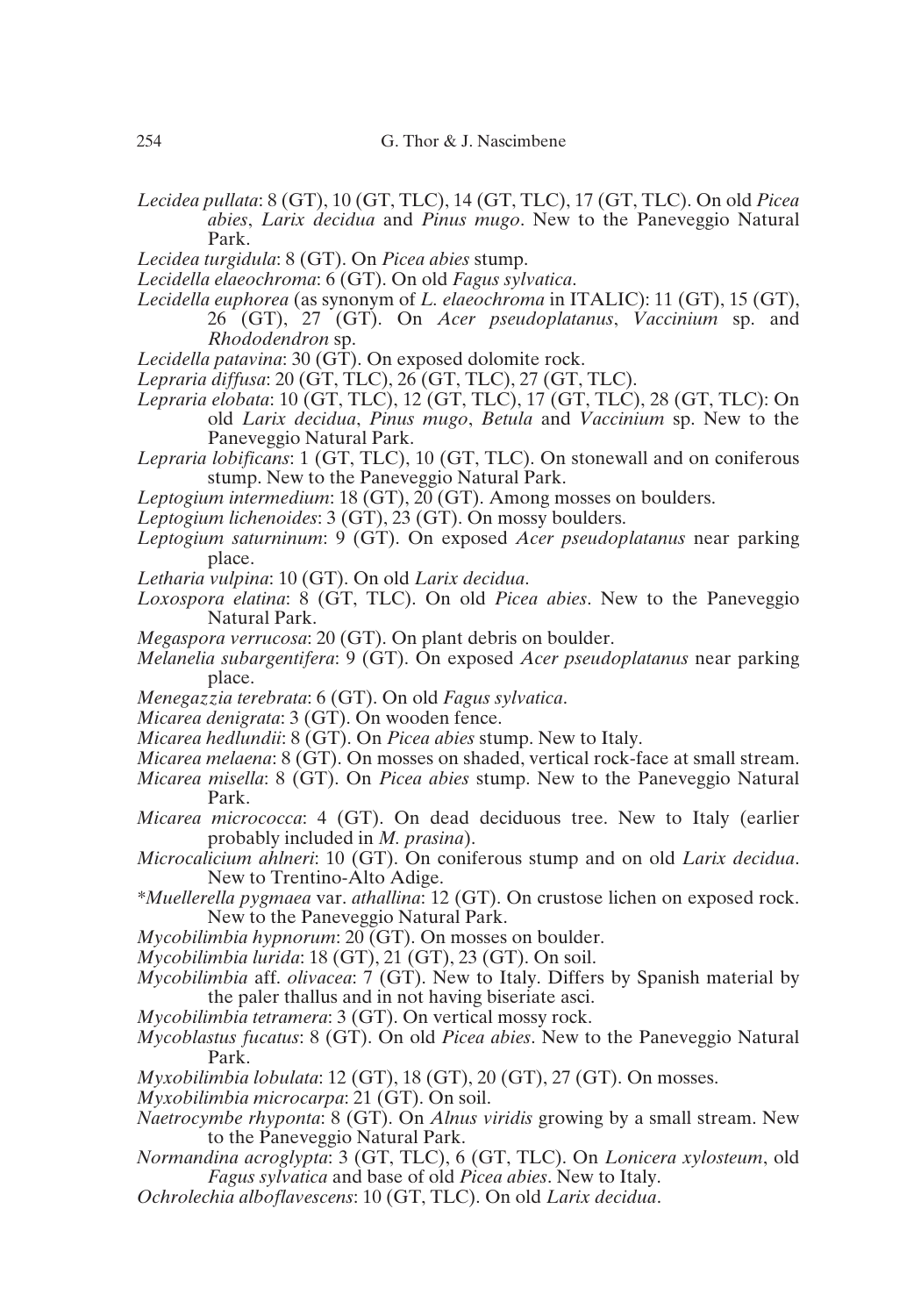*Lecidea pullata*: 8 (GT), 10 (GT, TLC), 14 (GT, TLC), 17 (GT, TLC). On old *Picea abies*, *Larix decidua* and *Pinus mugo*. New to the Paneveggio Natural Park.

*Lecidea turgidula*: 8 (GT). On *Picea abies* stump.

*Lecidella elaeochroma*: 6 (GT). On old *Fagus sylvatica*.

*Lecidella euphorea* (as synonym of *L. elaeochroma* in ITALIC): 11 (GT), 15 (GT), 26 (GT), 27 (GT). On *Acer pseudoplatanus*, *Vaccinium* sp. and *Rhododendron* sp.

*Lecidella patavina*: 30 (GT). On exposed dolomite rock.

*Lepraria diffusa*: 20 (GT, TLC), 26 (GT, TLC), 27 (GT, TLC).

*Lepraria elobata*: 10 (GT, TLC), 12 (GT, TLC), 17 (GT, TLC), 28 (GT, TLC): On old *Larix decidua*, *Pinus mugo*, *Betula* and *Vaccinium* sp. New to the Paneveggio Natural Park.

*Lepraria lobificans*: 1 (GT, TLC), 10 (GT, TLC). On stonewall and on coniferous stump. New to the Paneveggio Natural Park.

*Leptogium intermedium*: 18 (GT), 20 (GT). Among mosses on boulders.

*Leptogium lichenoides*: 3 (GT), 23 (GT). On mossy boulders.

*Leptogium saturninum*: 9 (GT). On exposed *Acer pseudoplatanus* near parking place.

*Letharia vulpina*: 10 (GT). On old *Larix decidua*.

*Loxospora elatina*: 8 (GT, TLC). On old *Picea abies*. New to the Paneveggio Natural Park.

*Megaspora verrucosa*: 20 (GT). On plant debris on boulder.

*Melanelia subargentifera*: 9 (GT). On exposed *Acer pseudoplatanus* near parking place.

*Menegazzia terebrata*: 6 (GT). On old *Fagus sylvatica*.

*Micarea denigrata*: 3 (GT). On wooden fence.

*Micarea hedlundii*: 8 (GT). On *Picea abies* stump. New to Italy.

*Micarea melaena*: 8 (GT). On mosses on shaded, vertical rock-face at small stream.

*Micarea misella*: 8 (GT). On *Picea abies* stump. New to the Paneveggio Natural Park.

*Micarea micrococca*: 4 (GT). On dead deciduous tree. New to Italy (earlier probably included in *M. prasina*).

*Microcalicium ahlneri*: 10 (GT). On coniferous stump and on old *Larix decidua*. New to Trentino-Alto Adige.

*\*Muellerella pygmaea* var. *athallina*: 12 (GT). On crustose lichen on exposed rock. New to the Paneveggio Natural Park.

*Mycobilimbia hypnorum*: 20 (GT). On mosses on boulder.

*Mycobilimbia lurida*: 18 (GT), 21 (GT), 23 (GT). On soil.

*Mycobilimbia* aff. *olivacea*: 7 (GT). New to Italy. Differs by Spanish material by the paler thallus and in not having biseriate asci.

*Mycobilimbia tetramera*: 3 (GT). On vertical mossy rock.

*Mycoblastus fucatus*: 8 (GT). On old *Picea abies*. New to the Paneveggio Natural Park.

*Myxobilimbia lobulata*: 12 (GT), 18 (GT), 20 (GT), 27 (GT). On mosses.

*Myxobilimbia microcarpa*: 21 (GT). On soil.

*Naetrocymbe rhyponta*: 8 (GT). On *Alnus viridis* growing by a small stream. New to the Paneveggio Natural Park.

*Normandina acroglypta*: 3 (GT, TLC), 6 (GT, TLC). On *Lonicera xylosteum*, old *Fagus sylvatica* and base of old *Picea abies*. New to Italy.

*Ochrolechia alboflavescens*: 10 (GT, TLC). On old *Larix decidua*.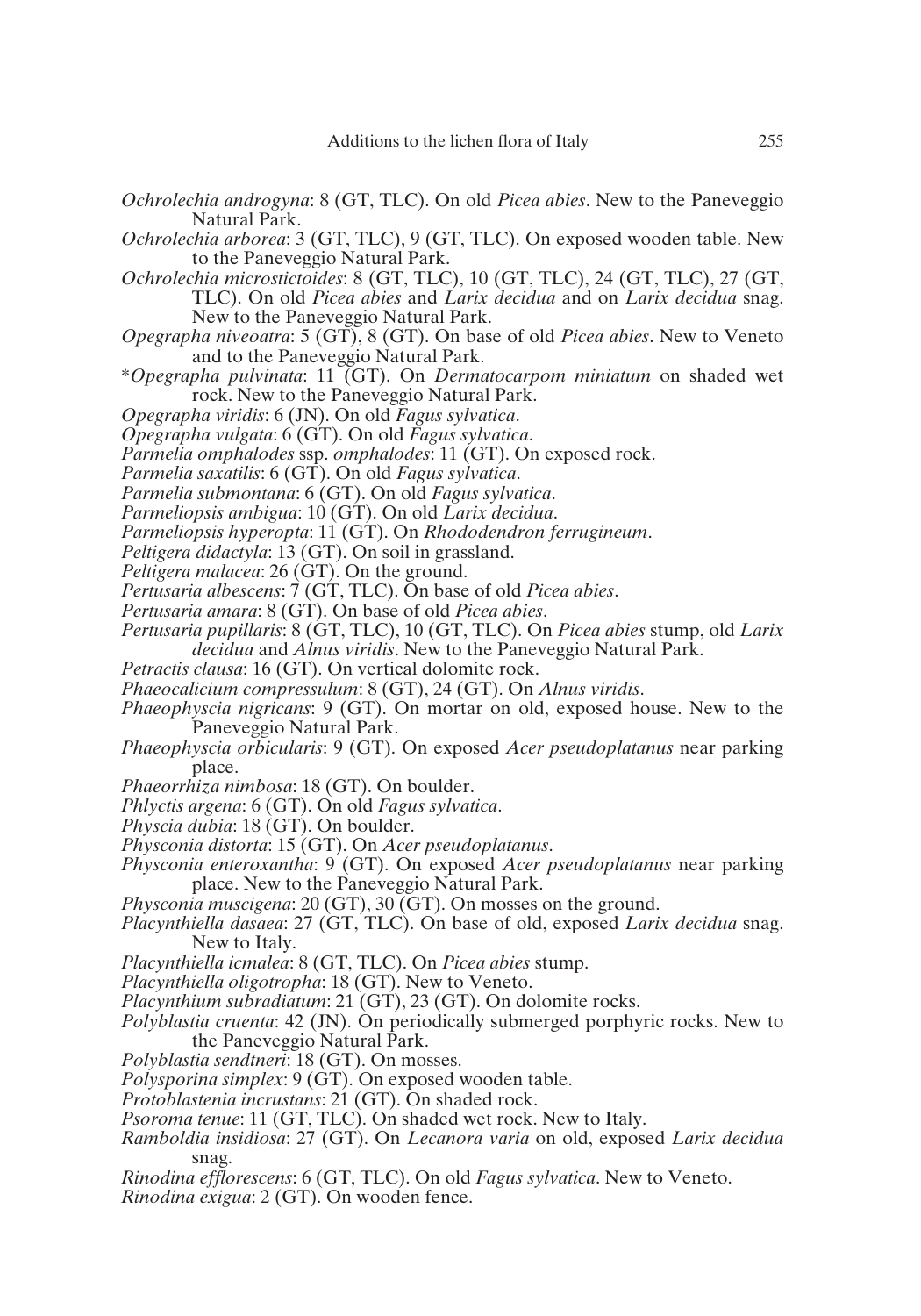*Ochrolechia androgyna*: 8 (GT, TLC). On old *Picea abies*. New to the Paneveggio Natural Park.

*Ochrolechia arborea*: 3 (GT, TLC), 9 (GT, TLC). On exposed wooden table. New to the Paneveggio Natural Park.

*Ochrolechia microstictoides*: 8 (GT, TLC), 10 (GT, TLC), 24 (GT, TLC), 27 (GT, TLC). On old *Picea abies* and *Larix decidua* and on *Larix decidua* snag. New to the Paneveggio Natural Park.

*Opegrapha niveoatra*: 5 (GT), 8 (GT). On base of old *Picea abies*. New to Veneto and to the Paneveggio Natural Park.

*\*Opegrapha pulvinata*: 11 (GT). On *Dermatocarpom miniatum* on shaded wet rock. New to the Paneveggio Natural Park.

*Opegrapha viridis*: 6 (JN). On old *Fagus sylvatica*.

*Opegrapha vulgata*: 6 (GT). On old *Fagus sylvatica*.

*Parmelia omphalodes* ssp. *omphalodes*: 11 (GT). On exposed rock.

*Parmelia saxatilis*: 6 (GT). On old *Fagus sylvatica*.

*Parmelia submontana*: 6 (GT). On old *Fagus sylvatica*.

*Parmeliopsis ambigua*: 10 (GT). On old *Larix decidua*.

*Parmeliopsis hyperopta*: 11 (GT). On *Rhododendron ferrugineum*.

*Peltigera didactyla*: 13 (GT). On soil in grassland.

*Peltigera malacea*: 26 (GT). On the ground.

*Pertusaria albescens*: 7 (GT, TLC). On base of old *Picea abies*.

*Pertusaria amara*: 8 (GT). On base of old *Picea abies*.

*Pertusaria pupillaris*: 8 (GT, TLC), 10 (GT, TLC). On *Picea abies* stump, old *Larix decidua* and *Alnus viridis*. New to the Paneveggio Natural Park.

*Petractis clausa*: 16 (GT). On vertical dolomite rock.

*Phaeocalicium compressulum*: 8 (GT), 24 (GT). On *Alnus viridis*.

*Phaeophyscia nigricans*: 9 (GT). On mortar on old, exposed house. New to the Paneveggio Natural Park.

*Phaeophyscia orbicularis*: 9 (GT). On exposed *Acer pseudoplatanus* near parking place.

*Phaeorrhiza nimbosa*: 18 (GT). On boulder.

*Phlyctis argena*: 6 (GT). On old *Fagus sylvatica*.

*Physcia dubia*: 18 (GT). On boulder.

*Physconia distorta*: 15 (GT). On *Acer pseudoplatanus*.

*Physconia enteroxantha*: 9 (GT). On exposed *Acer pseudoplatanus* near parking place. New to the Paneveggio Natural Park.

*Physconia muscigena*: 20 (GT), 30 (GT). On mosses on the ground.

*Placynthiella dasaea*: 27 (GT, TLC). On base of old, exposed *Larix decidua* snag. New to Italy.

*Placynthiella icmalea*: 8 (GT, TLC). On *Picea abies* stump.

*Placynthiella oligotropha*: 18 (GT). New to Veneto.

*Placynthium subradiatum*: 21 (GT), 23 (GT). On dolomite rocks.

*Polyblastia cruenta*: 42 (JN). On periodically submerged porphyric rocks. New to the Paneveggio Natural Park.

*Polyblastia sendtneri*: 18 (GT). On mosses.

*Polysporina simplex*: 9 (GT). On exposed wooden table.

*Protoblastenia incrustans*: 21 (GT). On shaded rock.

*Psoroma tenue*: 11 (GT, TLC). On shaded wet rock. New to Italy.

*Ramboldia insidiosa*: 27 (GT). On *Lecanora varia* on old, exposed *Larix decidua* snag.

*Rinodina efflorescens*: 6 (GT, TLC). On old *Fagus sylvatica*. New to Veneto.

*Rinodina exigua*: 2 (GT). On wooden fence.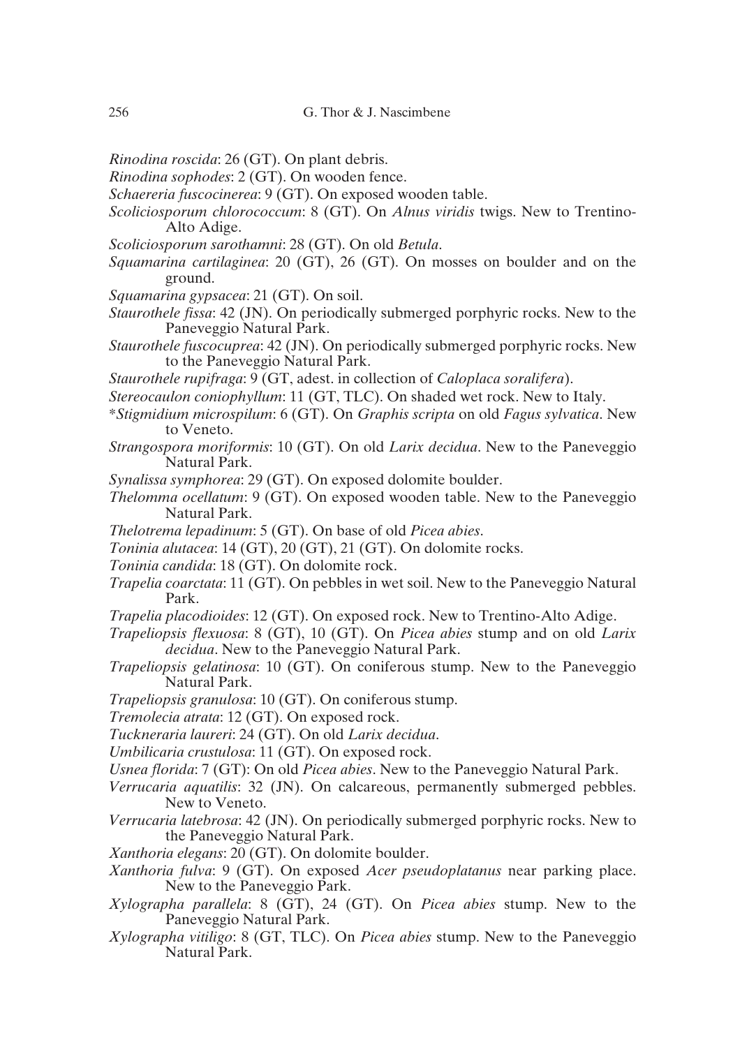*Rinodina roscida*: 26 (GT). On plant debris.

*Rinodina sophodes*: 2 (GT). On wooden fence.

*Schaereria fuscocinerea*: 9 (GT). On exposed wooden table.

*Scoliciosporum chlorococcum*: 8 (GT). On *Alnus viridis* twigs. New to Trentino-Alto Adige.

*Scoliciosporum sarothamni*: 28 (GT). On old *Betula*.

*Squamarina cartilaginea*: 20 (GT), 26 (GT). On mosses on boulder and on the ground.

*Squamarina gypsacea*: 21 (GT). On soil.

*Staurothele fissa*: 42 (JN). On periodically submerged porphyric rocks. New to the Paneveggio Natural Park.

*Staurothele fuscocuprea*: 42 (JN). On periodically submerged porphyric rocks. New to the Paneveggio Natural Park.

*Staurothele rupifraga*: 9 (GT, adest. in collection of *Caloplaca soralifera*).

*Stereocaulon coniophyllum*: 11 (GT, TLC). On shaded wet rock. New to Italy.

**Stigmidium microspilum*: 6 (GT). On *Graphis scripta* on old *Fagus sylvatica*. New to Veneto.

*Strangospora moriformis*: 10 (GT). On old *Larix decidua*. New to the Paneveggio Natural Park.

*Synalissa symphorea*: 29 (GT). On exposed dolomite boulder.

*Thelomma ocellatum*: 9 (GT). On exposed wooden table. New to the Paneveggio Natural Park.

*Thelotrema lepadinum*: 5 (GT). On base of old *Picea abies*.

*Toninia alutacea*: 14 (GT), 20 (GT), 21 (GT). On dolomite rocks.

*Toninia candida*: 18 (GT). On dolomite rock.

*Trapelia coarctata*: 11 (GT). On pebbles in wet soil. New to the Paneveggio Natural Park.

*Trapelia placodioides*: 12 (GT). On exposed rock. New to Trentino-Alto Adige.

*Trapeliopsis flexuosa*: 8 (GT), 10 (GT). On *Picea abies* stump and on old *Larix decidua*. New to the Paneveggio Natural Park.

*Trapeliopsis gelatinosa*: 10 (GT). On coniferous stump. New to the Paneveggio Natural Park.

*Trapeliopsis granulosa*: 10 (GT). On coniferous stump.

*Tremolecia atrata*: 12 (GT). On exposed rock.

*Tuckneraria laureri*: 24 (GT). On old *Larix decidua*.

*Umbilicaria crustulosa*: 11 (GT). On exposed rock.

*Usnea florida*: 7 (GT): On old *Picea abies*. New to the Paneveggio Natural Park.

*Verrucaria aquatilis*: 32 (JN). On calcareous, permanently submerged pebbles. New to Veneto.

*Verrucaria latebrosa*: 42 (JN). On periodically submerged porphyric rocks. New to the Paneveggio Natural Park.

*Xanthoria elegans*: 20 (GT). On dolomite boulder.

*Xanthoria fulva*: 9 (GT). On exposed *Acer pseudoplatanus* near parking place. New to the Paneveggio Park.

*Xylographa parallela*: 8 (GT), 24 (GT). On *Picea abies* stump. New to the Paneveggio Natural Park.

*Xylographa vitiligo*: 8 (GT, TLC). On *Picea abies* stump. New to the Paneveggio Natural Park.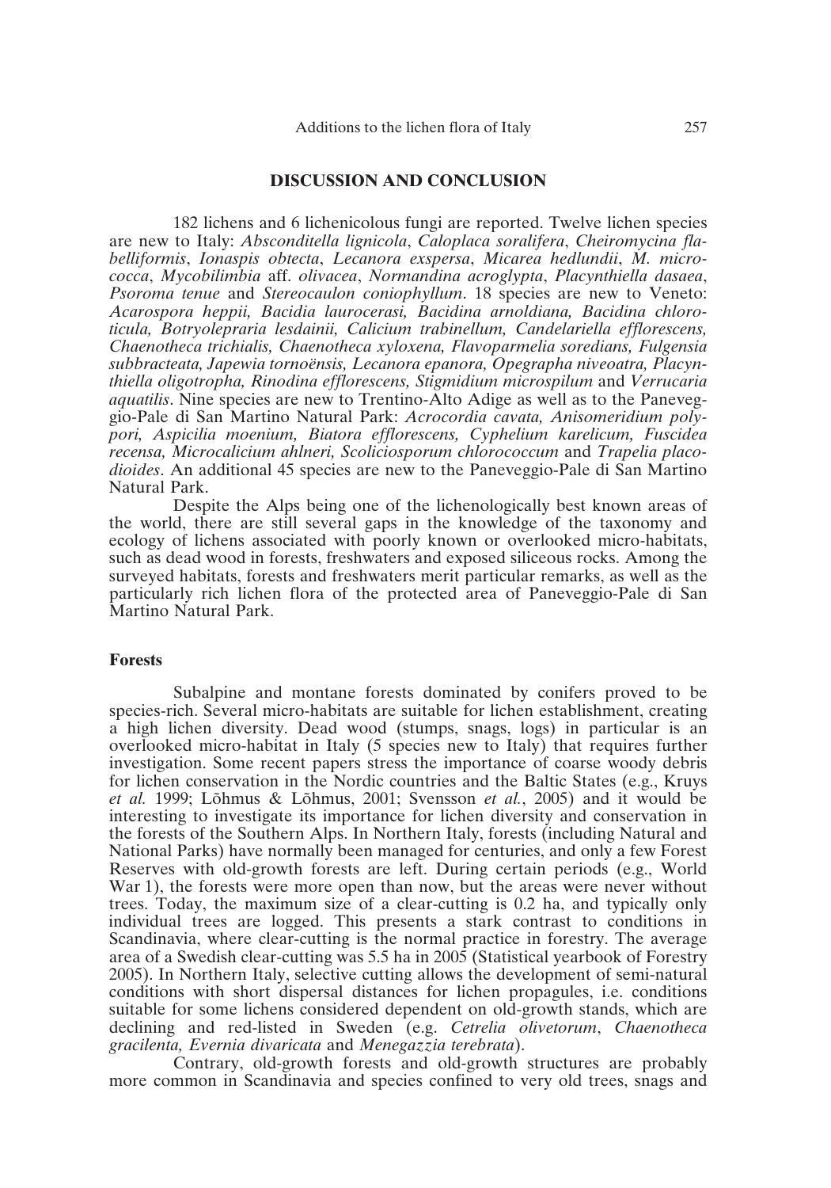## DISCUSSION AND CONCLUSION

182 lichens and 6 lichenicolous fungi are reported. Twelve lichen species are new to Italy: *Absconditella lignicola*, *Caloplaca soralifera*, *Cheiromycina flabelliformis*, *Ionaspis obtecta*, *Lecanora exspersa*, *Micarea hedlundii*, *M. micrococca*, *Mycobilimbia* aff. *olivacea*, *Normandina acroglypta*, *Placynthiella dasaea*, *Psoroma tenue* and *Stereocaulon coniophyllum*. 18 species are new to Veneto: *Acarospora heppii, Bacidia laurocerasi, Bacidina arnoldiana, Bacidina chloroticula, Botryolepraria lesdainii, Calicium trabinellum, Candelariella efflorescens, Chaenotheca trichialis, Chaenotheca xyloxena, Flavoparmelia soredians, Fulgensia subbracteata, Japewia tornoënsis, Lecanora epanora, Opegrapha niveoatra, Placynthiella oligotropha, Rinodina efflorescens, Stigmidium microspilum* and *Verrucaria aquatilis*. Nine species are new to Trentino-Alto Adige as well as to the Paneveggio-Pale di San Martino Natural Park: *Acrocordia cavata, Anisomeridium polypori, Aspicilia moenium, Biatora efflorescens, Cyphelium karelicum, Fuscidea recensa, Microcalicium ahlneri, Scoliciosporum chlorococcum* and *Trapelia placodioides*. An additional 45 species are new to the Paneveggio-Pale di San Martino Natural Park.

Despite the Alps being one of the lichenologically best known areas of the world, there are still several gaps in the knowledge of the taxonomy and ecology of lichens associated with poorly known or overlooked micro-habitats, such as dead wood in forests, freshwaters and exposed siliceous rocks. Among the surveyed habitats, forests and freshwaters merit particular remarks, as well as the particularly rich lichen flora of the protected area of Paneveggio-Pale di San Martino Natural Park.

### Forests

Subalpine and montane forests dominated by conifers proved to be species-rich. Several micro-habitats are suitable for lichen establishment, creating a high lichen diversity. Dead wood (stumps, snags, logs) in particular is an overlooked micro-habitat in Italy (5 species new to Italy) that requires further investigation. Some recent papers stress the importance of coarse woody debris for lichen conservation in the Nordic countries and the Baltic States (e.g., Kruys *et al.* 1999; Lõhmus & Lõhmus, 2001; Svensson *et al.*, 2005) and it would be interesting to investigate its importance for lichen diversity and conservation in the forests of the Southern Alps. In Northern Italy, forests (including Natural and National Parks) have normally been managed for centuries, and only a few Forest Reserves with old-growth forests are left. During certain periods (e.g., World War 1), the forests were more open than now, but the areas were never without trees. Today, the maximum size of a clear-cutting is 0.2 ha, and typically only individual trees are logged. This presents a stark contrast to conditions in Scandinavia, where clear-cutting is the normal practice in forestry. The average area of a Swedish clear-cutting was 5.5 ha in 2005 (Statistical yearbook of Forestry 2005). In Northern Italy, selective cutting allows the development of semi-natural conditions with short dispersal distances for lichen propagules, i.e. conditions suitable for some lichens considered dependent on old-growth stands, which are declining and red-listed in Sweden (e.g. *Cetrelia olivetorum*, *Chaenotheca gracilenta, Evernia divaricata* and *Menegazzia terebrata*).

Contrary, old-growth forests and old-growth structures are probably more common in Scandinavia and species confined to very old trees, snags and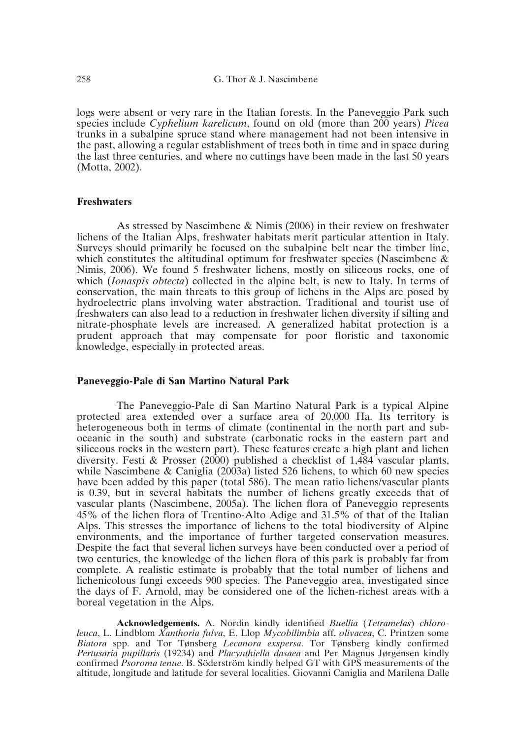logs were absent or very rare in the Italian forests. In the Paneveggio Park such species include *Cyphelium karelicum*, found on old (more than 200 years) *Picea* trunks in a subalpine spruce stand where management had not been intensive in the past, allowing a regular establishment of trees both in time and in space during the last three centuries, and where no cuttings have been made in the last 50 years (Motta, 2002).

## Freshwaters

As stressed by Nascimbene & Nimis (2006) in their review on freshwater lichens of the Italian Alps, freshwater habitats merit particular attention in Italy. Surveys should primarily be focused on the subalpine belt near the timber line, which constitutes the altitudinal optimum for freshwater species (Nascimbene & Nimis, 2006). We found 5 freshwater lichens, mostly on siliceous rocks, one of which (*Ionaspis obtecta*) collected in the alpine belt, is new to Italy. In terms of conservation, the main threats to this group of lichens in the Alps are posed by hydroelectric plans involving water abstraction. Traditional and tourist use of freshwaters can also lead to a reduction in freshwater lichen diversity if silting and nitrate-phosphate levels are increased. A generalized habitat protection is a prudent approach that may compensate for poor floristic and taxonomic knowledge, especially in protected areas.

## Paneveggio-Pale di San Martino Natural Park

The Paneveggio-Pale di San Martino Natural Park is a typical Alpine protected area extended over a surface area of 20,000 Ha. Its territory is heterogeneous both in terms of climate (continental in the north part and sub-oceanic in the south) and substrate (carbonatic rocks in the eastern part and siliceous rocks in the western part). These features create a high plant and lichen diversity. Festi & Prosser (2000) published a checklist of 1,484 vascular plants, while Nascimbene & Caniglia (2003a) listed 526 lichens, to which 60 new species have been added by this paper (total 586). The mean ratio lichens/vascular plants is 0.39, but in several habitats the number of lichens greatly exceeds that of vascular plants (Nascimbene, 2005a). The lichen flora of Paneveggio represents 45% of the lichen flora of Trentino-Alto Adige and 31.5% of that of the Italian Alps. This stresses the importance of lichens to the total biodiversity of Alpine environments, and the importance of further targeted conservation measures. Despite the fact that several lichen surveys have been conducted over a period of two centuries, the knowledge of the lichen flora of this park is probably far from complete. A realistic estimate is probably that the total number of lichens and lichenicolous fungi exceeds 900 species. The Paneveggio area, investigated since the days of F. Arnold, may be considered one of the lichen-richest areas with a boreal vegetation in the Alps.

**Acknowledgements.** A. Nordin kindly identified *Buellia* (*Tetramelas*) *chloroleuca*, L. Lindblom *Xanthoria fulva*, E. Llop *Mycobilimbia* aff. *olivacea*, C. Printzen some *Biatora* spp. and Tor Tønsberg *Lecanora exspersa*. Tor Tønsberg kindly confirmed *Pertusaria pupillaris* (19234) and *Placynthiella dasaea* and Per Magnus Jørgensen kindly confirmed *Psoroma tenue*. B. Söderström kindly helped GT with GPS measurements of the altitude, longitude and latitude for several localities. Giovanni Caniglia and Marilena Dalle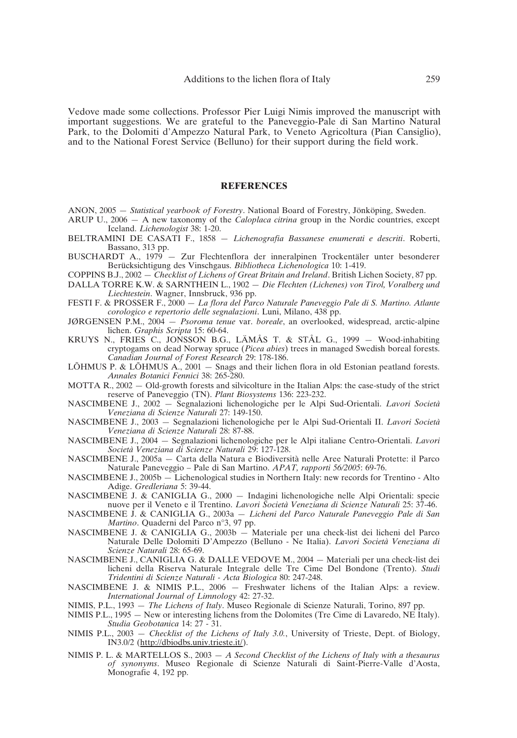Vedove made some collections. Professor Pier Luigi Nimis improved the manuscript with important suggestions. We are grateful to the Paneveggio-Pale di San Martino Natural Park, to the Dolomiti d'Ampezzo Natural Park, to Veneto Agricoltura (Pian Cansiglio), and to the National Forest Service (Belluno) for their support during the field work.

## REFERENCES

ANON, 2005 — *Statistical yearbook of Forestry*. National Board of Forestry, Jönköping, Sweden.

ARUP U., 2006 — A new taxonomy of the *Caloplaca citrina* group in the Nordic countries, except Iceland. *Lichenologist* 38: 1-20.

BELTRAMINI DE CASATI F., 1858 — *Lichenografia Bassanese enumerati e descriti*. Roberti, Bassano, 313 pp.

BUSCHARDT A., 1979 — Zur Flechtenflora der inneralpinen Trockentäler unter besonderer Berücksichtigung des Vinschgaus. *Bibliotheca Lichenologica* 10: 1-419.

COPPINS B.J., 2002 — *Checklist of Lichens of Great Britain and Ireland*. British Lichen Society, 87 pp.

DALLA TORRE K.W. & SARNTHEIN L., 1902 — *Die Flechten (Lichenes) von Tirol, Voralberg und Liechtestein*. Wagner, Innsbruck, 936 pp.

FESTI F. & PROSSER F., 2000 — *La flora del Parco Naturale Paneveggio Pale di S. Martino. Atlante corologico e repertorio delle segnalazioni*. Luni, Milano, 438 pp.

JØRGENSEN P.M., 2004 — *Psoroma tenue* var. *boreale*, an overlooked, widespread, arctic-alpine lichen. *Graphis Scripta* 15: 60-64.

KRUYS N., FRIES C., JONSSON B.G., LÄMÅS T. & STÅL G., 1999 — Wood-inhabiting cryptogams on dead Norway spruce (*Picea abies*) trees in managed Swedish boreal forests. *Canadian Journal of Forest Research* 29: 178-186.

LÕHMUS P. & LÕHMUS A., 2001 — Snags and their lichen flora in old Estonian peatland forests. *Annales Botanici Fennici* 38: 265-280.

MOTTA R., 2002 — Old-growth forests and silvicolture in the Italian Alps: the case-study of the strict reserve of Paneveggio (TN). *Plant Biosystems* 136: 223-232.

NASCIMBENE J., 2002 — Segnalazioni lichenologiche per le Alpi Sud-Orientali. *Lavori Società Veneziana di Scienze Naturali* 27: 149-150.

NASCIMBENE J., 2003 — Segnalazioni lichenologiche per le Alpi Sud-Orientali II. *Lavori Società Veneziana di Scienze Naturali* 28: 87-88.

NASCIMBENE J., 2004 — Segnalazioni lichenologiche per le Alpi italiane Centro-Orientali. *Lavori Società Veneziana di Scienze Naturali* 29: 127-128.

NASCIMBENE J., 2005a — Carta della Natura e Biodiversità nelle Aree Naturali Protette: il Parco Naturale Paneveggio – Pale di San Martino. *APAT, rapporti 56/2005*: 69-76.

NASCIMBENE J., 2005b — Lichenological studies in Northern Italy: new records for Trentino - Alto Adige. *Gredleriana* 5: 39-44.

NASCIMBENE J. & CANIGLIA G., 2000 — Indagini lichenologiche nelle Alpi Orientali: specie nuove per il Veneto e il Trentino. *Lavori Società Veneziana di Scienze Naturali* 25: 37-46.

NASCIMBENE J. & CANIGLIA G., 2003a — *Licheni del Parco Naturale Paneveggio Pale di San Martino*. Quaderni del Parco n°3, 97 pp.

NASCIMBENE J. & CANIGLIA G., 2003b — Materiale per una check-list dei licheni del Parco Naturale Delle Dolomiti D'Ampezzo (Belluno - Ne Italia). *Lavori Società Veneziana di Scienze Naturali* 28: 65-69.

NASCIMBENE J., CANIGLIA G. & DALLE VEDOVE M., 2004 — Materiali per una check-list dei licheni della Riserva Naturale Integrale delle Tre Cime Del Bondone (Trento). *Studi Tridentini di Scienze Naturali - Acta Biologica* 80: 247-248.

NASCIMBENE J. & NIMIS P.L., 2006 — Freshwater lichens of the Italian Alps: a review. *International Journal of Limnology* 42: 27-32.

NIMIS, P.L., 1993 — *The Lichens of Italy*. Museo Regionale di Scienze Naturali, Torino, 897 pp.

NIMIS P.L., 1995 — New or interesting lichens from the Dolomites (Tre Cime di Lavaredo, NE Italy). *Studia Geobotanica* 14: 27 - 31.

NIMIS P.L., 2003 — *Checklist of the Lichens of Italy 3.0.*, University of Trieste, Dept. of Biology, IN3.0/2 (http://dbiodbs.univ.trieste.it/).

NIMIS P. L. & MARTELLOS S., 2003 — *A Second Checklist of the Lichens of Italy with a thesaurus of synonyms*. Museo Regionale di Scienze Naturali di Saint-Pierre-Valle d'Aosta, Monografie 4, 192 pp.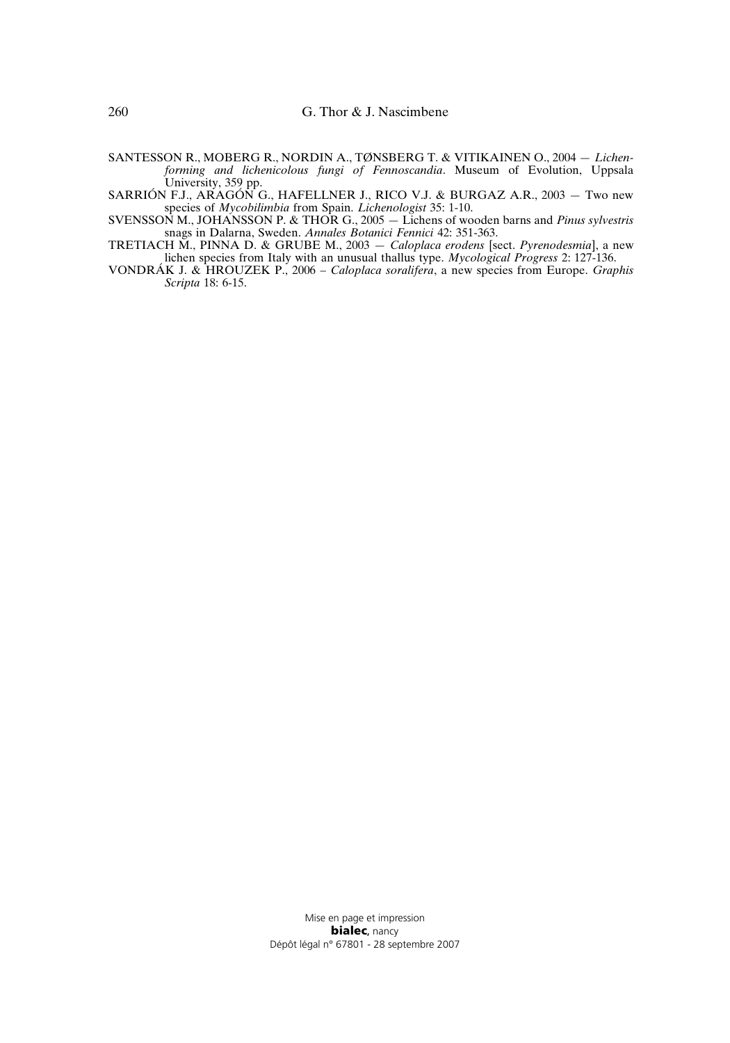SANTESSON R., MOBERG R., NORDIN A., TØNSBERG T. & VITIKAINEN O., 2004 — *Lichen-forming and lichenicolous fungi of Fennoscandia*. Museum of Evolution, Uppsala University, 359 pp.

SARRIÓN F.J., ARAGÓN G., HAFELLNER J., RICO V.J. & BURGAZ A.R., 2003 — Two new species of *Mycobilimbia* from Spain. *Lichenologist* 35: 1-10.

SVENSSON M., JOHANSSON P. & THOR G., 2005 — Lichens of wooden barns and *Pinus sylvestris* snags in Dalarna, Sweden. *Annales Botanici Fennici* 42: 351-363.

TRETIACH M., PINNA D. & GRUBE M., 2003 — *Caloplaca erodens* [sect. *Pyrenodesmia*], a new lichen species from Italy with an unusual thallus type. *Mycological Progress* 2: 127-136.

VONDRÁK J. & HROUZEK P., 2006 – *Caloplaca soralifera*, a new species from Europe. *Graphis Scripta* 18: 6-15.

Mise en page et impression
**bialec**, nancy
Dépôt légal n° 67801 - 28 septembre 2007